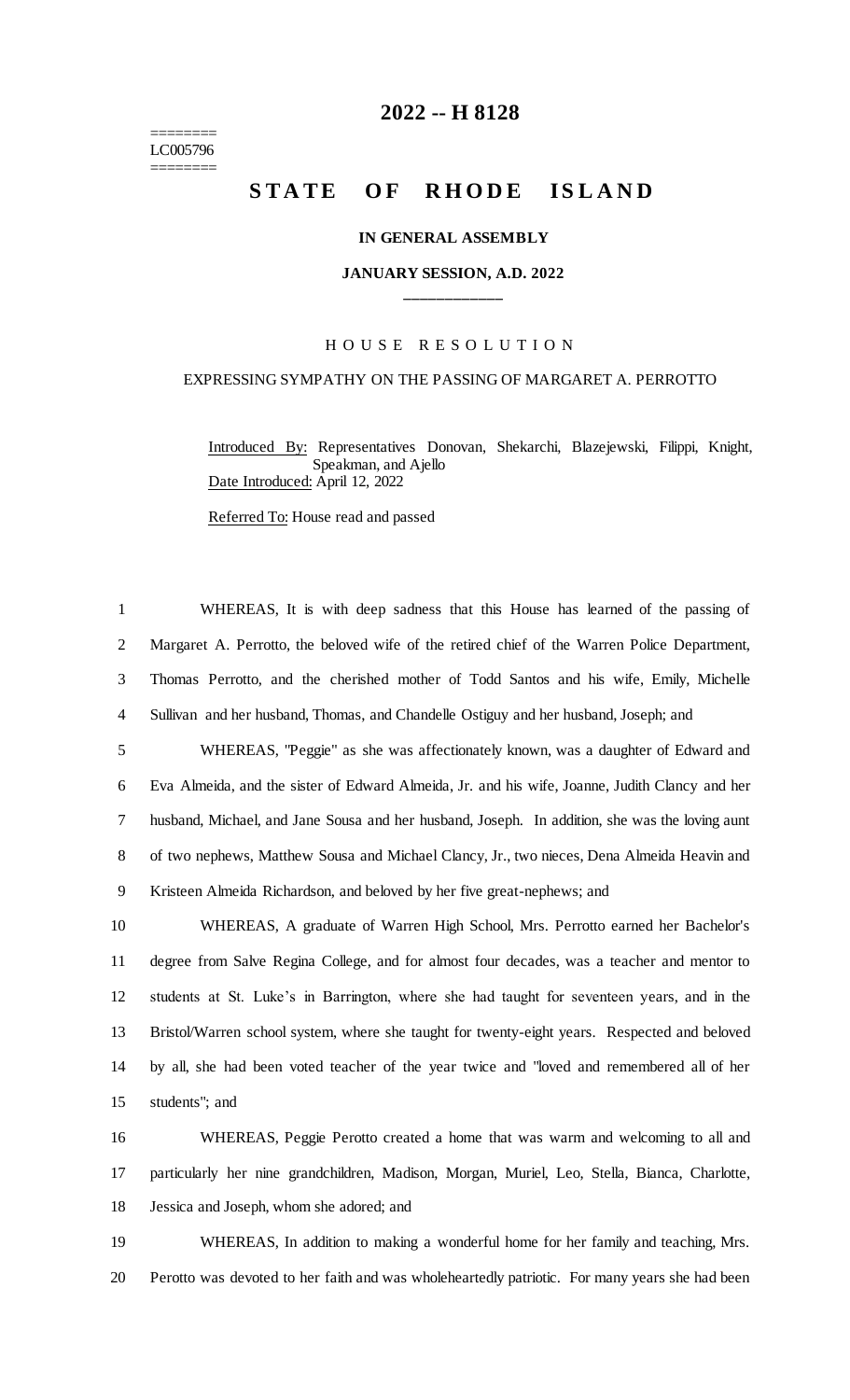# 2022 -- H 8128

========
LC005796
========

# STATE OF RHODE ISLAND

## IN GENERAL ASSEMBLY

### JANUARY SESSION, A.D. 2022

____________

HOUSE RESOLUTION

EXPRESSING SYMPATHY ON THE PASSING OF MARGARET A. PERROTTO

Introduced By: Representatives Donovan, Shekarchi, Blazejewski, Filippi, Knight, Speakman, and Ajello

Date Introduced: April 12, 2022

Referred To: House read and passed

1 WHEREAS, It is with deep sadness that this House has learned of the passing of
2 Margaret A. Perrotto, the beloved wife of the retired chief of the Warren Police Department,
3 Thomas Perrotto, and the cherished mother of Todd Santos and his wife, Emily, Michelle
4 Sullivan and her husband, Thomas, and Chandelle Ostiguy and her husband, Joseph; and
5 WHEREAS, "Peggie" as she was affectionately known, was a daughter of Edward and
6 Eva Almeida, and the sister of Edward Almeida, Jr. and his wife, Joanne, Judith Clancy and her
7 husband, Michael, and Jane Sousa and her husband, Joseph. In addition, she was the loving aunt
8 of two nephews, Matthew Sousa and Michael Clancy, Jr., two nieces, Dena Almeida Heavin and
9 Kristeen Almeida Richardson, and beloved by her five great-nephews; and
10 WHEREAS, A graduate of Warren High School, Mrs. Perrotto earned her Bachelor's
11 degree from Salve Regina College, and for almost four decades, was a teacher and mentor to
12 students at St. Luke's in Barrington, where she had taught for seventeen years, and in the
13 Bristol/Warren school system, where she taught for twenty-eight years. Respected and beloved
14 by all, she had been voted teacher of the year twice and "loved and remembered all of her
15 students"; and
16 WHEREAS, Peggie Perotto created a home that was warm and welcoming to all and
17 particularly her nine grandchildren, Madison, Morgan, Muriel, Leo, Stella, Bianca, Charlotte,
18 Jessica and Joseph, whom she adored; and
19 WHEREAS, In addition to making a wonderful home for her family and teaching, Mrs.
20 Perotto was devoted to her faith and was wholeheartedly patriotic. For many years she had been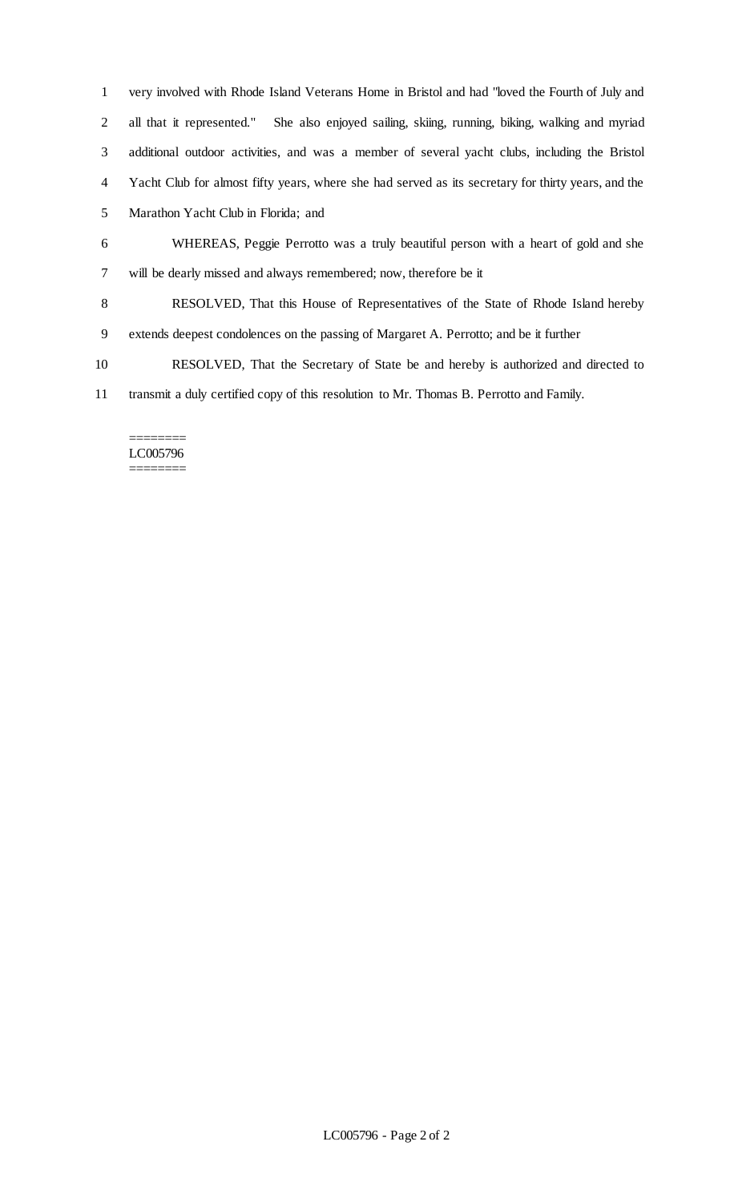very involved with Rhode Island Veterans Home in Bristol and had "loved the Fourth of July and all that it represented." She also enjoyed sailing, skiing, running, biking, walking and myriad additional outdoor activities, and was a member of several yacht clubs, including the Bristol Yacht Club for almost fifty years, where she had served as its secretary for thirty years, and the Marathon Yacht Club in Florida; and

WHEREAS, Peggie Perrotto was a truly beautiful person with a heart of gold and she will be dearly missed and always remembered; now, therefore be it

RESOLVED, That this House of Representatives of the State of Rhode Island hereby extends deepest condolences on the passing of Margaret A. Perrotto; and be it further

RESOLVED, That the Secretary of State be and hereby is authorized and directed to transmit a duly certified copy of this resolution to Mr. Thomas B. Perrotto and Family.

========
LC005796
========